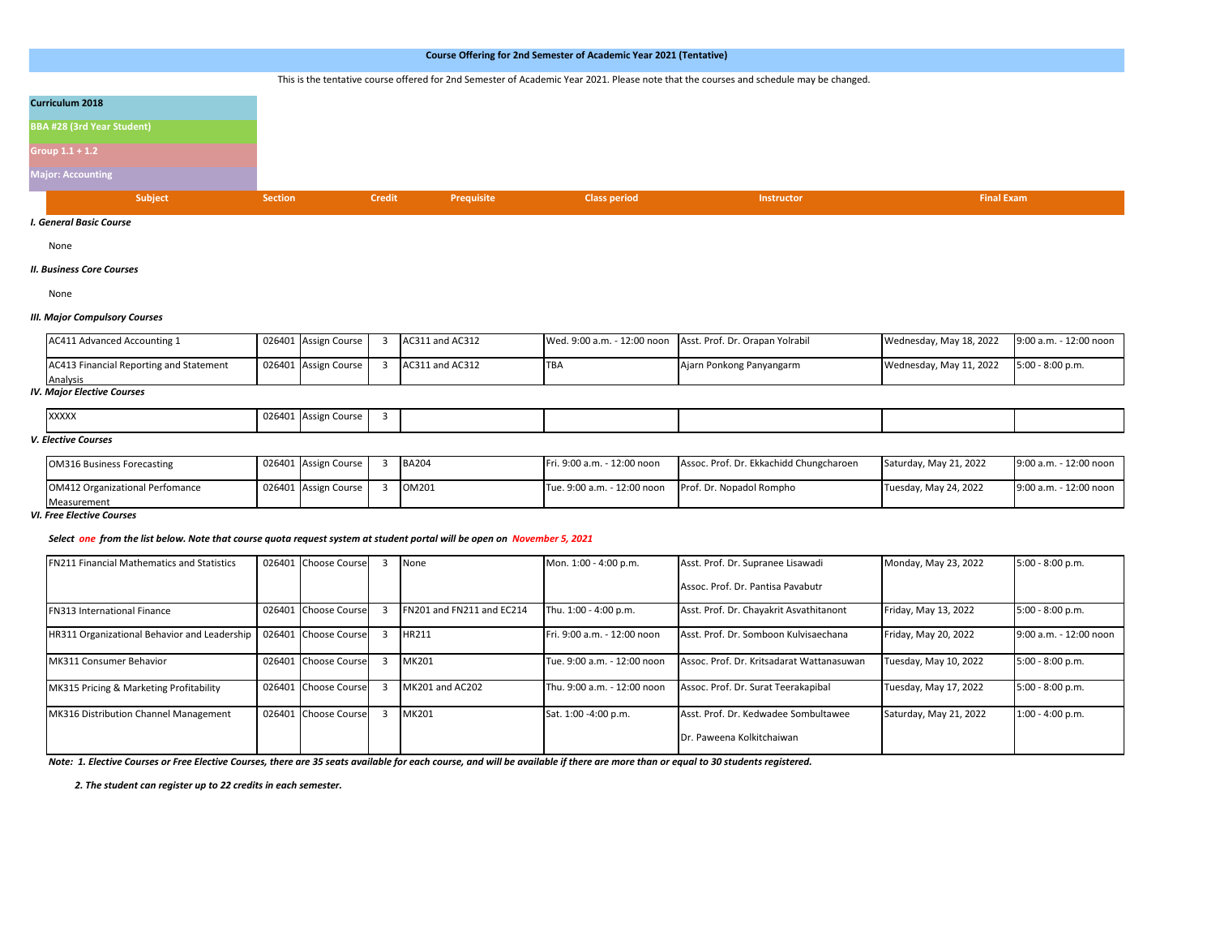# Course Offering for 2nd Semester of Academic Year 2021 (Tentative)

This is the tentative course offered for 2nd Semester of Academic Year 2021. Please note that the courses and schedule may be changed.

**Curriculum 2018**

**BBA #28 (3rd Year Student)**

**Group 1.1 + 1.2**

**Major: Accounting**

| Subject | Section | | Credit | Prequisite | Class period | Instructor | Final Exam | |
|---|---|---|---|---|---|---|---|---|
| ***I. General Basic Course*** | | | | | | | | |
| None | | | | | | | | |
| ***II. Business Core Courses*** | | | | | | | | |
| None | | | | | | | | |
| ***III. Major Compulsory Courses*** | | | | | | | | |
| AC411 Advanced Accounting 1 | 026401 | Assign Course | 3 | AC311 and AC312 | Wed. 9:00 a.m. - 12:00 noon | Asst. Prof. Dr. Orapan Yolrabil | Wednesday, May 18, 2022 | 9:00 a.m. - 12:00 noon |
| AC413 Financial Reporting and Statement Analysis | 026401 | Assign Course | 3 | AC311 and AC312 | TBA | Ajarn Ponkong Panyangarm | Wednesday, May 11, 2022 | 5:00 - 8:00 p.m. |
| ***IV. Major Elective Courses*** | | | | | | | | |
| XXXXX | 026401 | Assign Course | 3 | | | | | |
| ***V. Elective Courses*** | | | | | | | | |
| OM316 Business Forecasting | 026401 | Assign Course | 3 | BA204 | Fri. 9:00 a.m. - 12:00 noon | Assoc. Prof. Dr. Ekkachidd Chungcharoen | Saturday, May 21, 2022 | 9:00 a.m. - 12:00 noon |
| OM412 Organizational Perfomance Measurement | 026401 | Assign Course | 3 | OM201 | Tue. 9:00 a.m. - 12:00 noon | Prof. Dr. Nopadol Rompho | Tuesday, May 24, 2022 | 9:00 a.m. - 12:00 noon |
| ***VI. Free Elective Courses*** | | | | | | | | |
| *Select* ***one*** *from the list below. Note that course quota request system at student portal will be open on* ***November 5, 2021*** | | | | | | | | |
| FN211 Financial Mathematics and Statistics | 026401 | Choose Course | 3 | None | Mon. 1:00 - 4:00 p.m. | Asst. Prof. Dr. Supranee Lisawadi<br>Assoc. Prof. Dr. Pantisa Pavabutr | Monday, May 23, 2022 | 5:00 - 8:00 p.m. |
| FN313 International Finance | 026401 | Choose Course | 3 | FN201 and FN211 and EC214 | Thu. 1:00 - 4:00 p.m. | Asst. Prof. Dr. Chayakrit Asvathitanont | Friday, May 13, 2022 | 5:00 - 8:00 p.m. |
| HR311 Organizational Behavior and Leadership | 026401 | Choose Course | 3 | HR211 | Fri. 9:00 a.m. - 12:00 noon | Asst. Prof. Dr. Somboon Kulvisaechana | Friday, May 20, 2022 | 9:00 a.m. - 12:00 noon |
| MK311 Consumer Behavior | 026401 | Choose Course | 3 | MK201 | Tue. 9:00 a.m. - 12:00 noon | Assoc. Prof. Dr. Kritsadarat Wattanasuwan | Tuesday, May 10, 2022 | 5:00 - 8:00 p.m. |
| MK315 Pricing & Marketing Profitability | 026401 | Choose Course | 3 | MK201 and AC202 | Thu. 9:00 a.m. - 12:00 noon | Assoc. Prof. Dr. Surat Teerakapibal | Tuesday, May 17, 2022 | 5:00 - 8:00 p.m. |
| MK316 Distribution Channel Management | 026401 | Choose Course | 3 | MK201 | Sat. 1:00 -4:00 p.m. | Asst. Prof. Dr. Kedwadee Sombultawee<br>Dr. Paweena Kolkitchaiwan | Saturday, May 21, 2022 | 1:00 - 4:00 p.m. |

***Note: 1. Elective Courses or Free Elective Courses, there are 35 seats available for each course, and will be available if there are more than or equal to 30 students registered.***

***2. The student can register up to 22 credits in each semester.***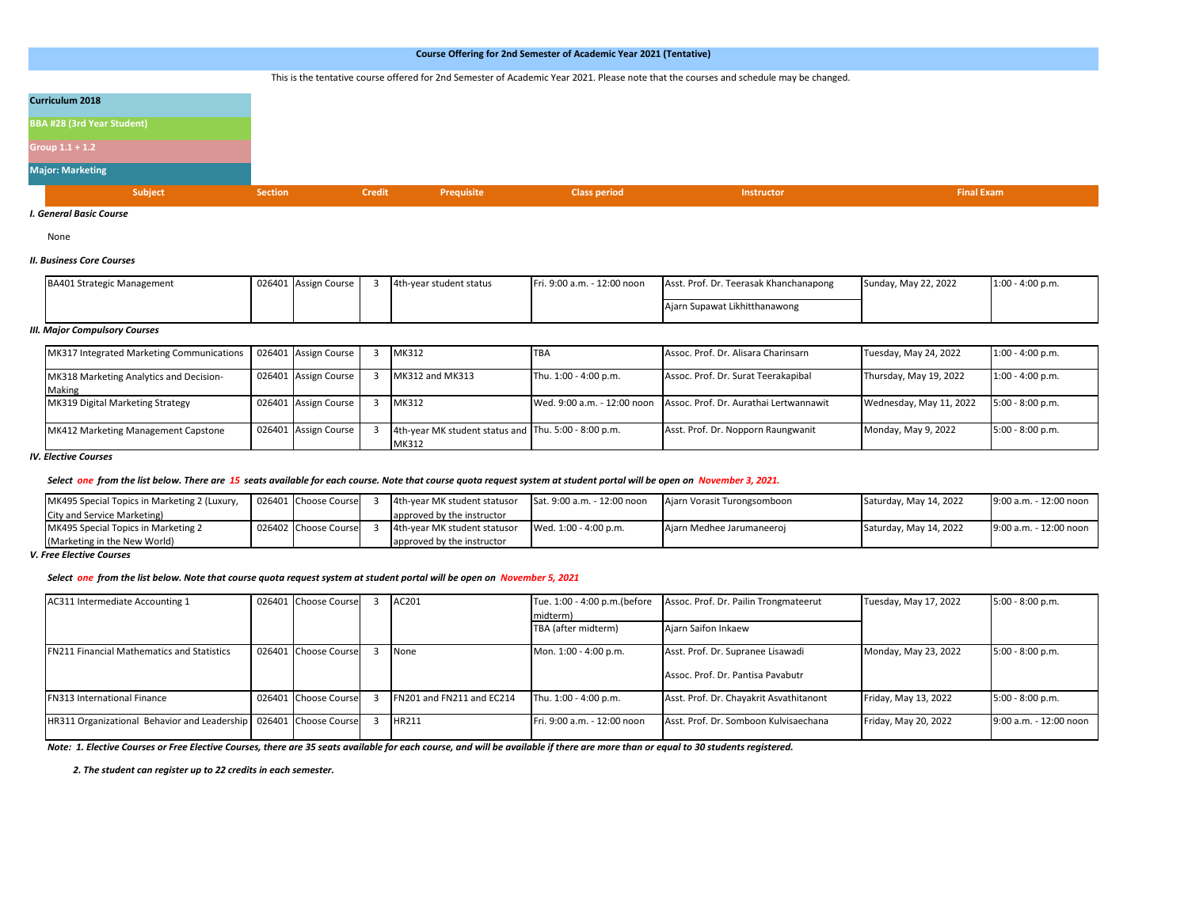## Course Offering for 2nd Semester of Academic Year 2021 (Tentative)

This is the tentative course offered for 2nd Semester of Academic Year 2021. Please note that the courses and schedule may be changed.

**Curriculum 2018**

**BBA #28 (3rd Year Student)**

**Group 1.1 + 1.2**

**Major: Marketing**

| Subject | Section | | Credit | Prequisite | Class period | Instructor | Final Exam | |
|---|---|---|---|---|---|---|---|---|
| ***I. General Basic Course*** | | | | | | | | |
| None | | | | | | | | |
| ***II. Business Core Courses*** | | | | | | | | |
| BA401 Strategic Management | 026401 | Assign Course | 3 | 4th-year student status | Fri. 9:00 a.m. - 12:00 noon | Asst. Prof. Dr. Teerasak Khanchanapong<br>Ajarn Supawat Likhitthanawong | Sunday, May 22, 2022 | 1:00 - 4:00 p.m. |
| ***III. Major Compulsory Courses*** | | | | | | | | |
| MK317 Integrated Marketing Communications | 026401 | Assign Course | 3 | MK312 | TBA | Assoc. Prof. Dr. Alisara Charinsarn | Tuesday, May 24, 2022 | 1:00 - 4:00 p.m. |
| MK318 Marketing Analytics and Decision-Making | 026401 | Assign Course | 3 | MK312 and MK313 | Thu. 1:00 - 4:00 p.m. | Assoc. Prof. Dr. Surat Teerakapibal | Thursday, May 19, 2022 | 1:00 - 4:00 p.m. |
| MK319 Digital Marketing Strategy | 026401 | Assign Course | 3 | MK312 | Wed. 9:00 a.m. - 12:00 noon | Assoc. Prof. Dr. Aurathai Lertwannawit | Wednesday, May 11, 2022 | 5:00 - 8:00 p.m. |
| MK412 Marketing Management Capstone | 026401 | Assign Course | 3 | 4th-year MK student status and MK312 | Thu. 5:00 - 8:00 p.m. | Asst. Prof. Dr. Nopporn Raungwanit | Monday, May 9, 2022 | 5:00 - 8:00 p.m. |
| ***IV. Elective Courses*** | | | | | | | | |
| *Select **one** from the list below. There are **15** seats available for each course. Note that course quota request system at student portal will be open on **November 3, 2021.*** | | | | | | | | |
| MK495 Special Topics in Marketing 2 (Luxury, City and Service Marketing) | 026401 | Choose Course | 3 | 4th-year MK student statusor approved by the instructor | Sat. 9:00 a.m. - 12:00 noon | Ajarn Vorasit Turongsomboon | Saturday, May 14, 2022 | 9:00 a.m. - 12:00 noon |
| MK495 Special Topics in Marketing 2 (Marketing in the New World) | 026402 | Choose Course | 3 | 4th-year MK student statusor approved by the instructor | Wed. 1:00 - 4:00 p.m. | Ajarn Medhee Jarumaneeroj | Saturday, May 14, 2022 | 9:00 a.m. - 12:00 noon |
| ***V. Free Elective Courses*** | | | | | | | | |
| *Select **one** from the list below. Note that course quota request system at student portal will be open on **November 5, 2021*** | | | | | | | | |
| AC311 Intermediate Accounting 1 | 026401 | Choose Course | 3 | AC201 | Tue. 1:00 - 4:00 p.m.(before midterm)<br>TBA (after midterm) | Assoc. Prof. Dr. Pailin Trongmateerut<br>Ajarn Saifon Inkaew | Tuesday, May 17, 2022 | 5:00 - 8:00 p.m. |
| FN211 Financial Mathematics and Statistics | 026401 | Choose Course | 3 | None | Mon. 1:00 - 4:00 p.m. | Asst. Prof. Dr. Supranee Lisawadi<br>Assoc. Prof. Dr. Pantisa Pavabutr | Monday, May 23, 2022 | 5:00 - 8:00 p.m. |
| FN313 International Finance | 026401 | Choose Course | 3 | FN201 and FN211 and EC214 | Thu. 1:00 - 4:00 p.m. | Asst. Prof. Dr. Chayakrit Asvathitanont | Friday, May 13, 2022 | 5:00 - 8:00 p.m. |
| HR311 Organizational Behavior and Leadership | 026401 | Choose Course | 3 | HR211 | Fri. 9:00 a.m. - 12:00 noon | Asst. Prof. Dr. Somboon Kulvisaechana | Friday, May 20, 2022 | 9:00 a.m. - 12:00 noon |

***Note: 1. Elective Courses or Free Elective Courses, there are 35 seats available for each course, and will be available if there are more than or equal to 30 students registered.***

***2. The student can register up to 22 credits in each semester.***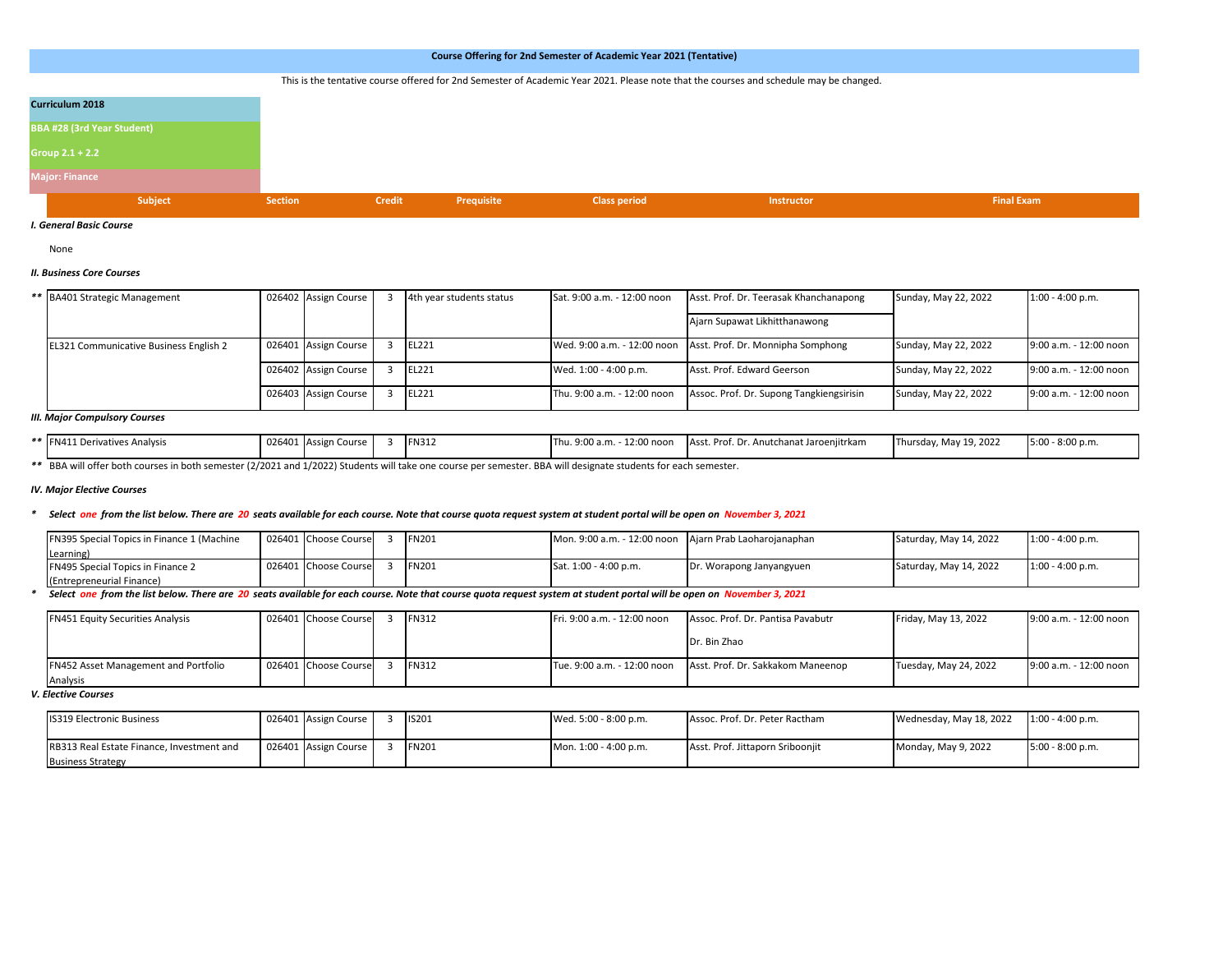## Course Offering for 2nd Semester of Academic Year 2021 (Tentative)

This is the tentative course offered for 2nd Semester of Academic Year 2021. Please note that the courses and schedule may be changed.

**Curriculum 2018**

**BBA #28 (3rd Year Student)**

**Group 2.1 + 2.2**

**Major: Finance**

| | Subject | Section | | Credit | Prequisite | Class period | Instructor | Final Exam | |
|---|---|---|---|---|---|---|---|---|---|
| | ***I. General Basic Course*** | | | | | | | | |
| | None | | | | | | | | |
| | ***II. Business Core Courses*** | | | | | | | | |
| ** | BA401 Strategic Management | 026402 | Assign Course | 3 | 4th year students status | Sat. 9:00 a.m. - 12:00 noon | Asst. Prof. Dr. Teerasak Khanchanapong<br>Ajarn Supawat Likhitthanawong | Sunday, May 22, 2022 | 1:00 - 4:00 p.m. |
| | EL321 Communicative Business English 2 | 026401 | Assign Course | 3 | EL221 | Wed. 9:00 a.m. - 12:00 noon | Asst. Prof. Dr. Monnipha Somphong | Sunday, May 22, 2022 | 9:00 a.m. - 12:00 noon |
| | | 026402 | Assign Course | 3 | EL221 | Wed. 1:00 - 4:00 p.m. | Asst. Prof. Edward Geerson | Sunday, May 22, 2022 | 9:00 a.m. - 12:00 noon |
| | | 026403 | Assign Course | 3 | EL221 | Thu. 9:00 a.m. - 12:00 noon | Assoc. Prof. Dr. Supong Tangkiengsirisin | Sunday, May 22, 2022 | 9:00 a.m. - 12:00 noon |
| | ***III. Major Compulsory Courses*** | | | | | | | | |
| ** | FN411 Derivatives Analysis | 026401 | Assign Course | 3 | FN312 | Thu. 9:00 a.m. - 12:00 noon | Asst. Prof. Dr. Anutchanat Jaroenjitrkam | Thursday, May 19, 2022 | 5:00 - 8:00 p.m. |

** BBA will offer both courses in both semester (2/2021 and 1/2022) Students will take one course per semester. BBA will designate students for each semester.

***IV. Major Elective Courses***

\* *Select **one** from the list below. There are **20** seats available for each course. Note that course quota request system at student portal will be open on **November 3, 2021***

| Subject | Section | | Credit | Prequisite | Class period | Instructor | Final Exam | |
|---|---|---|---|---|---|---|---|---|
| FN395 Special Topics in Finance 1 (Machine Learning) | 026401 | Choose Course | 3 | FN201 | Mon. 9:00 a.m. - 12:00 noon | Ajarn Prab Laoharojanaphan | Saturday, May 14, 2022 | 1:00 - 4:00 p.m. |
| FN495 Special Topics in Finance 2 (Entrepreneurial Finance) | 026401 | Choose Course | 3 | FN201 | Sat. 1:00 - 4:00 p.m. | Dr. Worapong Janyangyuen | Saturday, May 14, 2022 | 1:00 - 4:00 p.m. |

\* *Select **one** from the list below. There are **20** seats available for each course. Note that course quota request system at student portal will be open on **November 3, 2021***

| Subject | Section | | Credit | Prequisite | Class period | Instructor | Final Exam | |
|---|---|---|---|---|---|---|---|---|
| FN451 Equity Securities Analysis | 026401 | Choose Course | 3 | FN312 | Fri. 9:00 a.m. - 12:00 noon | Assoc. Prof. Dr. Pantisa Pavabutr<br>Dr. Bin Zhao | Friday, May 13, 2022 | 9:00 a.m. - 12:00 noon |
| FN452 Asset Management and Portfolio Analysis | 026401 | Choose Course | 3 | FN312 | Tue. 9:00 a.m. - 12:00 noon | Asst. Prof. Dr. Sakkakom Maneenop | Tuesday, May 24, 2022 | 9:00 a.m. - 12:00 noon |

***V. Elective Courses***

| Subject | Section | | Credit | Prequisite | Class period | Instructor | Final Exam | |
|---|---|---|---|---|---|---|---|---|
| IS319 Electronic Business | 026401 | Assign Course | 3 | IS201 | Wed. 5:00 - 8:00 p.m. | Assoc. Prof. Dr. Peter Ractham | Wednesday, May 18, 2022 | 1:00 - 4:00 p.m. |
| RB313 Real Estate Finance, Investment and Business Strategy | 026401 | Assign Course | 3 | FN201 | Mon. 1:00 - 4:00 p.m. | Asst. Prof. Jittaporn Sriboonjit | Monday, May 9, 2022 | 5:00 - 8:00 p.m. |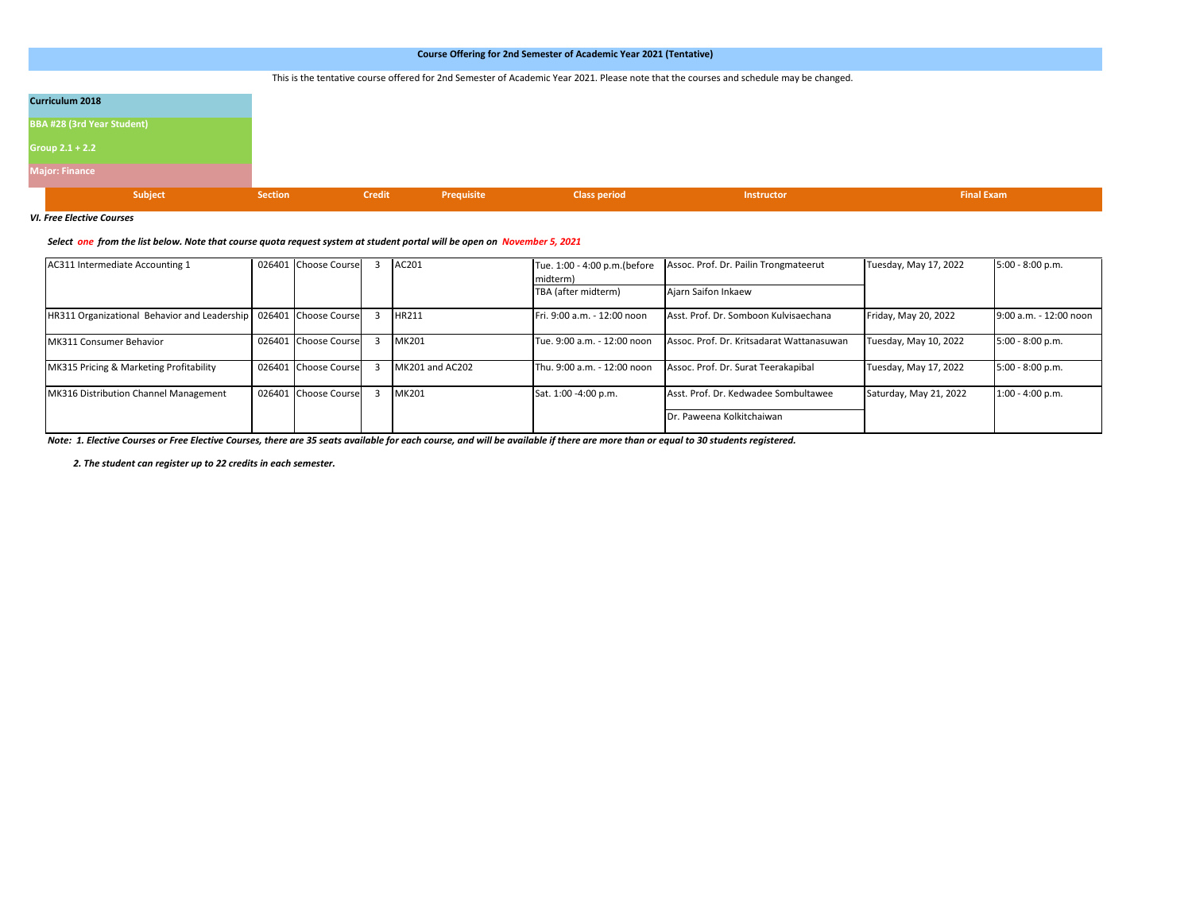**Course Offering for 2nd Semester of Academic Year 2021 (Tentative)**

This is the tentative course offered for 2nd Semester of Academic Year 2021. Please note that the courses and schedule may be changed.

**Curriculum 2018**

**BBA #28 (3rd Year Student)**

**Group 2.1 + 2.2**

**Major: Finance**

***VI. Free Elective Courses***

***Select one from the list below. Note that course quota request system at student portal will be open on November 5, 2021***

| Subject | Section | | Credit | Prequisite | Class period | Instructor | Final Exam | |
|---|---|---|---|---|---|---|---|---|
| AC311 Intermediate Accounting 1 | 026401 | Choose Course | 3 | AC201 | Tue. 1:00 - 4:00 p.m.(before midterm) | Assoc. Prof. Dr. Pailin Trongmateerut | Tuesday, May 17, 2022 | 5:00 - 8:00 p.m. |
| | | | | | TBA (after midterm) | Ajarn Saifon Inkaew | | |
| HR311 Organizational Behavior and Leadership | 026401 | Choose Course | 3 | HR211 | Fri. 9:00 a.m. - 12:00 noon | Asst. Prof. Dr. Somboon Kulvisaechana | Friday, May 20, 2022 | 9:00 a.m. - 12:00 noon |
| MK311 Consumer Behavior | 026401 | Choose Course | 3 | MK201 | Tue. 9:00 a.m. - 12:00 noon | Assoc. Prof. Dr. Kritsadarat Wattanasuwan | Tuesday, May 10, 2022 | 5:00 - 8:00 p.m. |
| MK315 Pricing & Marketing Profitability | 026401 | Choose Course | 3 | MK201 and AC202 | Thu. 9:00 a.m. - 12:00 noon | Assoc. Prof. Dr. Surat Teerakapibal | Tuesday, May 17, 2022 | 5:00 - 8:00 p.m. |
| MK316 Distribution Channel Management | 026401 | Choose Course | 3 | MK201 | Sat. 1:00 -4:00 p.m. | Asst. Prof. Dr. Kedwadee Sombultawee | Saturday, May 21, 2022 | 1:00 - 4:00 p.m. |
| | | | | | | Dr. Paweena Kolkitchaiwan | | |

***Note: 1. Elective Courses or Free Elective Courses, there are 35 seats available for each course, and will be available if there are more than or equal to 30 students registered.***

***2. The student can register up to 22 credits in each semester.***